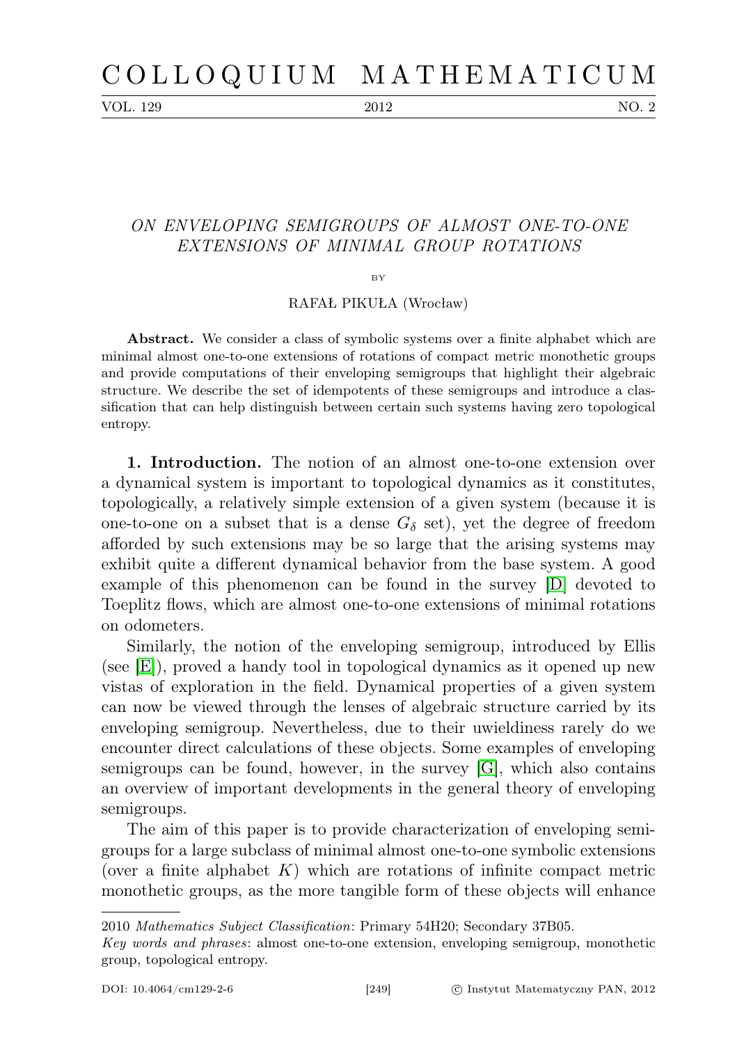# ON ENVELOPING SEMIGROUPS OF ALMOST ONE-TO-ONE EXTENSIONS OF MINIMAL GROUP ROTATIONS

BY

RAFAŁ PIKUŁA (Wrocław)

**Abstract.** We consider a class of symbolic systems over a finite alphabet which are minimal almost one-to-one extensions of rotations of compact metric monothetic groups and provide computations of their enveloping semigroups that highlight their algebraic structure. We describe the set of idempotents of these semigroups and introduce a classification that can help distinguish between certain such systems having zero topological entropy.

**1. Introduction.** The notion of an almost one-to-one extension over a dynamical system is important to topological dynamics as it constitutes, topologically, a relatively simple extension of a given system (because it is one-to-one on a subset that is a dense $G_\delta$ set), yet the degree of freedom afforded by such extensions may be so large that the arising systems may exhibit quite a different dynamical behavior from the base system. A good example of this phenomenon can be found in the survey [D] devoted to Toeplitz flows, which are almost one-to-one extensions of minimal rotations on odometers.

Similarly, the notion of the enveloping semigroup, introduced by Ellis (see [E]), proved a handy tool in topological dynamics as it opened up new vistas of exploration in the field. Dynamical properties of a given system can now be viewed through the lenses of algebraic structure carried by its enveloping semigroup. Nevertheless, due to their uwieldiness rarely do we encounter direct calculations of these objects. Some examples of enveloping semigroups can be found, however, in the survey [G], which also contains an overview of important developments in the general theory of enveloping semigroups.

The aim of this paper is to provide characterization of enveloping semigroups for a large subclass of minimal almost one-to-one symbolic extensions (over a finite alphabet $K$) which are rotations of infinite compact metric monothetic groups, as the more tangible form of these objects will enhance

---

2010 *Mathematics Subject Classification*: Primary 54H20; Secondary 37B05.

*Key words and phrases*: almost one-to-one extension, enveloping semigroup, monothetic group, topological entropy.

DOI: 10.4064/cm129-2-6 © Instytut Matematyczny PAN, 2012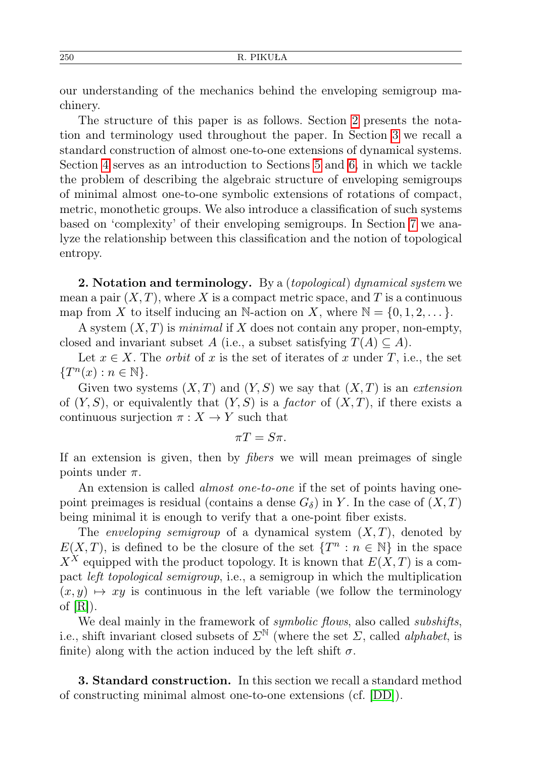our understanding of the mechanics behind the enveloping semigroup machinery.

The structure of this paper is as follows. Section 2 presents the notation and terminology used throughout the paper. In Section 3 we recall a standard construction of almost one-to-one extensions of dynamical systems. Section 4 serves as an introduction to Sections 5 and 6, in which we tackle the problem of describing the algebraic structure of enveloping semigroups of minimal almost one-to-one symbolic extensions of rotations of compact, metric, monothetic groups. We also introduce a classification of such systems based on 'complexity' of their enveloping semigroups. In Section 7 we analyze the relationship between this classification and the notion of topological entropy.

**2. Notation and terminology.** By a (*topological*) *dynamical system* we mean a pair $(X, T)$, where $X$ is a compact metric space, and $T$ is a continuous map from $X$ to itself inducing an $\mathbb{N}$-action on $X$, where $\mathbb{N} = \{0, 1, 2, \dots\}$.

A system $(X, T)$ is *minimal* if $X$ does not contain any proper, non-empty, closed and invariant subset $A$ (i.e., a subset satisfying $T(A) \subseteq A$).

Let $x \in X$. The *orbit* of $x$ is the set of iterates of $x$ under $T$, i.e., the set $\{T^n(x) : n \in \mathbb{N}\}$.

Given two systems $(X, T)$ and $(Y, S)$ we say that $(X, T)$ is an *extension* of $(Y, S)$, or equivalently that $(Y, S)$ is a *factor* of $(X, T)$, if there exists a continuous surjection $\pi : X \to Y$ such that

$$\pi T = S\pi.$$

If an extension is given, then by *fibers* we will mean preimages of single points under $\pi$.

An extension is called *almost one-to-one* if the set of points having one-point preimages is residual (contains a dense $G_\delta$) in $Y$. In the case of $(X, T)$ being minimal it is enough to verify that a one-point fiber exists.

The *enveloping semigroup* of a dynamical system $(X, T)$, denoted by $E(X, T)$, is defined to be the closure of the set $\{T^n : n \in \mathbb{N}\}$ in the space $X^X$ equipped with the product topology. It is known that $E(X, T)$ is a compact *left topological semigroup*, i.e., a semigroup in which the multiplication $(x, y) \mapsto xy$ is continuous in the left variable (we follow the terminology of [R]).

We deal mainly in the framework of *symbolic flows*, also called *subshifts*, i.e., shift invariant closed subsets of $\Sigma^{\mathbb{N}}$ (where the set $\Sigma$, called *alphabet*, is finite) along with the action induced by the left shift $\sigma$.

**3. Standard construction.** In this section we recall a standard method of constructing minimal almost one-to-one extensions (cf. [DD]).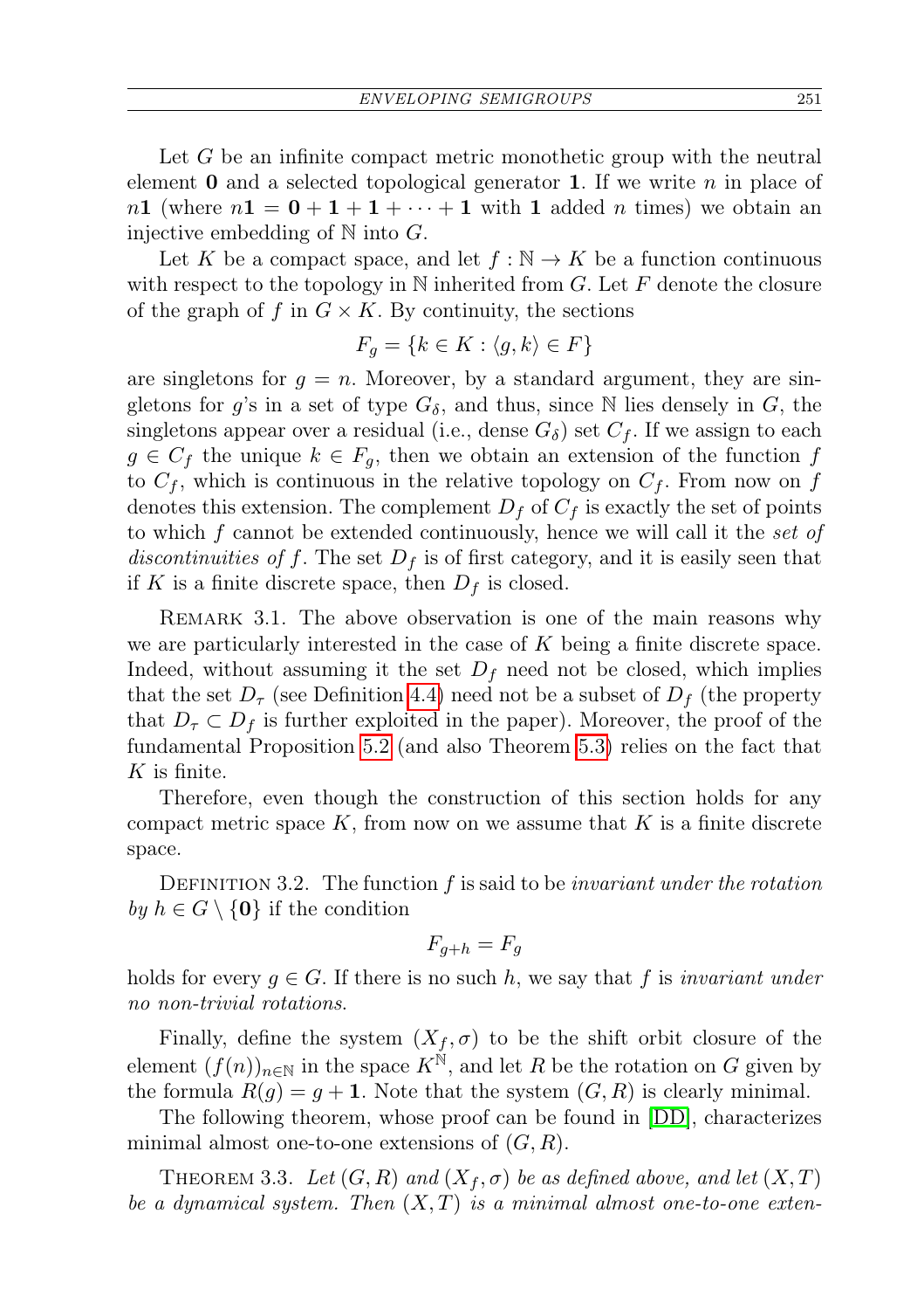Let $G$ be an infinite compact metric monothetic group with the neutral element $\mathbf{0}$ and a selected topological generator $\mathbf{1}$. If we write $n$ in place of $n\mathbf{1}$ (where $n\mathbf{1} = \mathbf{0} + \mathbf{1} + \mathbf{1} + \cdots + \mathbf{1}$ with $\mathbf{1}$ added $n$ times) we obtain an injective embedding of $\mathbb{N}$ into $G$.

Let $K$ be a compact space, and let $f : \mathbb{N} \to K$ be a function continuous with respect to the topology in $\mathbb{N}$ inherited from $G$. Let $F$ denote the closure of the graph of $f$ in $G \times K$. By continuity, the sections

$$F_g = \{k \in K : \langle g, k\rangle \in F\}$$

are singletons for $g = n$. Moreover, by a standard argument, they are singletons for $g$'s in a set of type $G_\delta$, and thus, since $\mathbb{N}$ lies densely in $G$, the singletons appear over a residual (i.e., dense $G_\delta$) set $C_f$. If we assign to each $g \in C_f$ the unique $k \in F_g$, then we obtain an extension of the function $f$ to $C_f$, which is continuous in the relative topology on $C_f$. From now on $f$ denotes this extension. The complement $D_f$ of $C_f$ is exactly the set of points to which $f$ cannot be extended continuously, hence we will call it the *set of discontinuities of* $f$. The set $D_f$ is of first category, and it is easily seen that if $K$ is a finite discrete space, then $D_f$ is closed.

Remark 3.1. The above observation is one of the main reasons why we are particularly interested in the case of $K$ being a finite discrete space. Indeed, without assuming it the set $D_f$ need not be closed, which implies that the set $D_\tau$ (see Definition 4.4) need not be a subset of $D_f$ (the property that $D_\tau \subset D_f$ is further exploited in the paper). Moreover, the proof of the fundamental Proposition 5.2 (and also Theorem 5.3) relies on the fact that $K$ is finite.

Therefore, even though the construction of this section holds for any compact metric space $K$, from now on we assume that $K$ is a finite discrete space.

Definition 3.2. The function $f$ is said to be *invariant under the rotation by* $h \in G \setminus \{\mathbf{0}\}$ if the condition

$$F_{g+h} = F_g$$

holds for every $g \in G$. If there is no such $h$, we say that $f$ is *invariant under no non-trivial rotations.*

Finally, define the system $(X_f, \sigma)$ to be the shift orbit closure of the element $(f(n))_{n\in\mathbb{N}}$ in the space $K^{\mathbb{N}}$, and let $R$ be the rotation on $G$ given by the formula $R(g) = g + \mathbf{1}$. Note that the system $(G, R)$ is clearly minimal.

The following theorem, whose proof can be found in [DD], characterizes minimal almost one-to-one extensions of $(G, R)$.

Theorem 3.3. *Let $(G, R)$ and $(X_f, \sigma)$ be as defined above, and let $(X, T)$ be a dynamical system. Then $(X, T)$ is a minimal almost one-to-one exten-*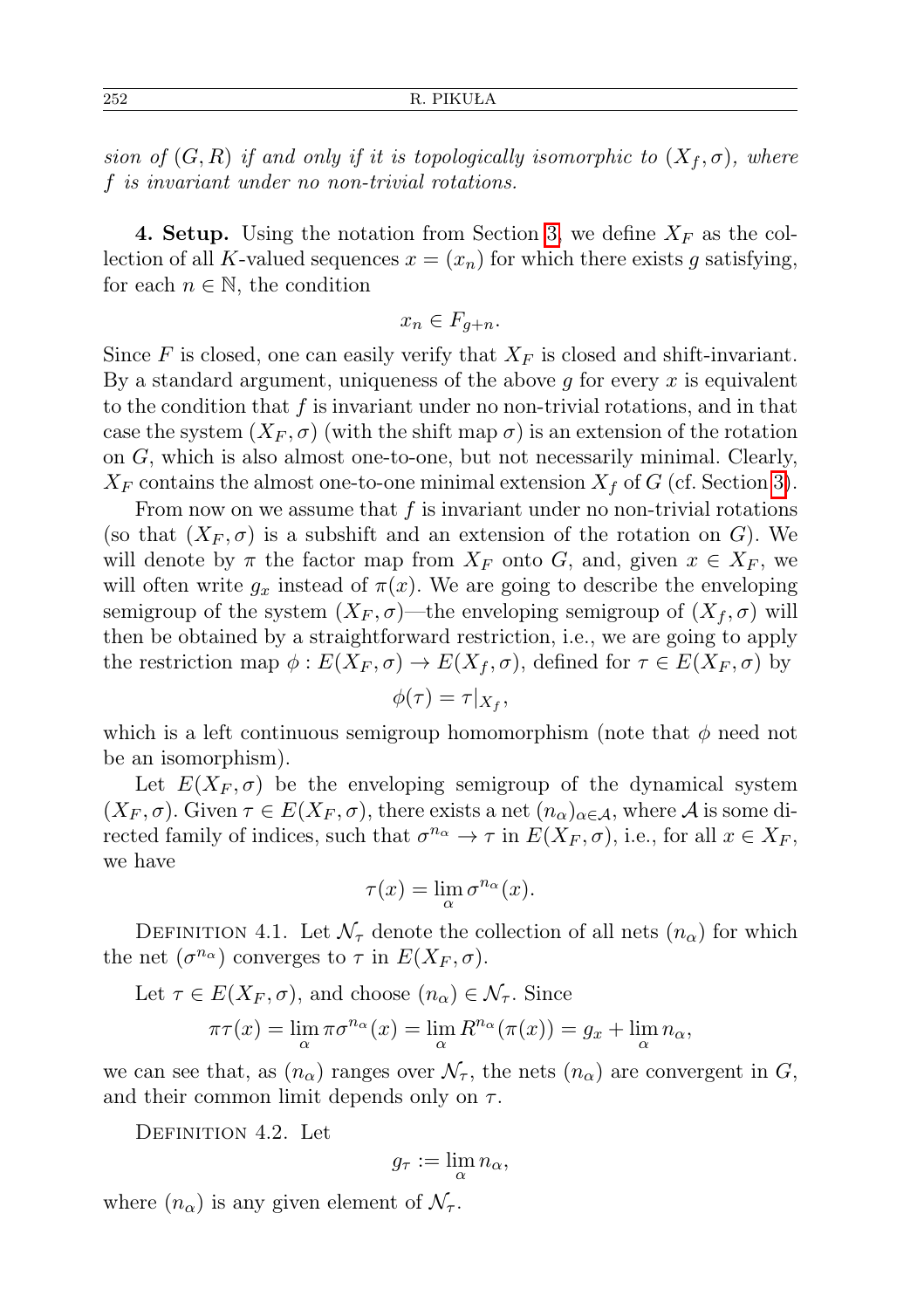*sion of $(G,R)$ if and only if it is topologically isomorphic to $(X_f,\sigma)$, where $f$ is invariant under no non-trivial rotations.*

**4. Setup.** Using the notation from Section 3, we define $X_F$ as the collection of all $K$-valued sequences $x=(x_n)$ for which there exists $g$ satisfying, for each $n\in\mathbb{N}$, the condition

$$x_n \in F_{g+n}.$$

Since $F$ is closed, one can easily verify that $X_F$ is closed and shift-invariant. By a standard argument, uniqueness of the above $g$ for every $x$ is equivalent to the condition that $f$ is invariant under no non-trivial rotations, and in that case the system $(X_F,\sigma)$ (with the shift map $\sigma$) is an extension of the rotation on $G$, which is also almost one-to-one, but not necessarily minimal. Clearly, $X_F$ contains the almost one-to-one minimal extension $X_f$ of $G$ (cf. Section 3).

From now on we assume that $f$ is invariant under no non-trivial rotations (so that $(X_F,\sigma)$ is a subshift and an extension of the rotation on $G$). We will denote by $\pi$ the factor map from $X_F$ onto $G$, and, given $x\in X_F$, we will often write $g_x$ instead of $\pi(x)$. We are going to describe the enveloping semigroup of the system $(X_F,\sigma)$—the enveloping semigroup of $(X_f,\sigma)$ will then be obtained by a straightforward restriction, i.e., we are going to apply the restriction map $\phi: E(X_F,\sigma)\to E(X_f,\sigma)$, defined for $\tau\in E(X_F,\sigma)$ by

$$\phi(\tau)=\tau|_{X_f},$$

which is a left continuous semigroup homomorphism (note that $\phi$ need not be an isomorphism).

Let $E(X_F,\sigma)$ be the enveloping semigroup of the dynamical system $(X_F,\sigma)$. Given $\tau\in E(X_F,\sigma)$, there exists a net $(n_\alpha)_{\alpha\in\mathcal{A}}$, where $\mathcal{A}$ is some directed family of indices, such that $\sigma^{n_\alpha}\to\tau$ in $E(X_F,\sigma)$, i.e., for all $x\in X_F$, we have

$$\tau(x)=\lim_\alpha \sigma^{n_\alpha}(x).$$

Definition 4.1. Let $\mathcal{N}_\tau$ denote the collection of all nets $(n_\alpha)$ for which the net $(\sigma^{n_\alpha})$ converges to $\tau$ in $E(X_F,\sigma)$.

Let $\tau\in E(X_F,\sigma)$, and choose $(n_\alpha)\in\mathcal{N}_\tau$. Since

$$\pi\tau(x)=\lim_\alpha \pi\sigma^{n_\alpha}(x)=\lim_\alpha R^{n_\alpha}(\pi(x))=g_x+\lim_\alpha n_\alpha,$$

we can see that, as $(n_\alpha)$ ranges over $\mathcal{N}_\tau$, the nets $(n_\alpha)$ are convergent in $G$, and their common limit depends only on $\tau$.

Definition 4.2. Let

$$g_\tau := \lim_\alpha n_\alpha,$$

where $(n_\alpha)$ is any given element of $\mathcal{N}_\tau$.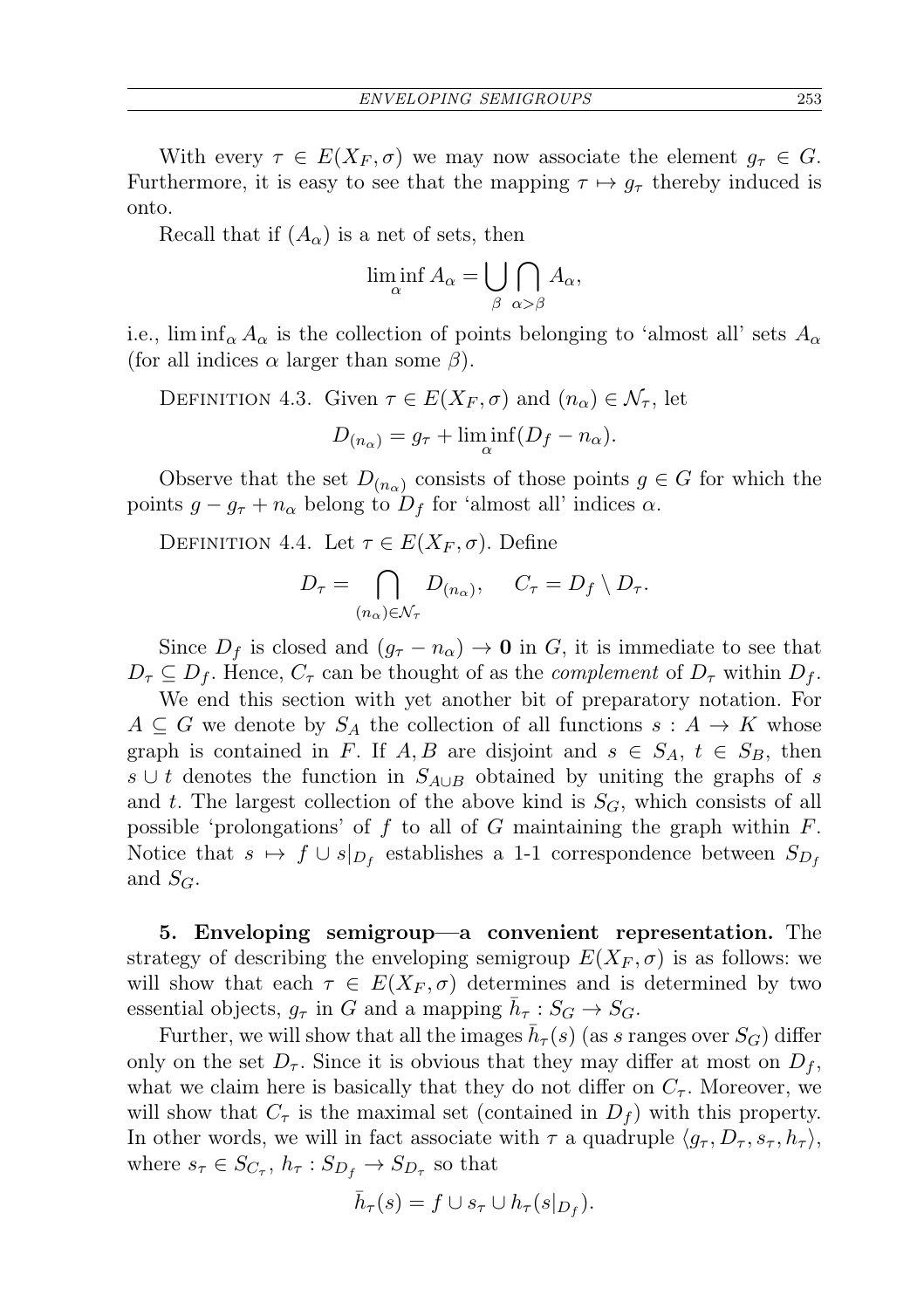With every $\tau \in E(X_F, \sigma)$ we may now associate the element $g_\tau \in G$. Furthermore, it is easy to see that the mapping $\tau \mapsto g_\tau$ thereby induced is onto.

Recall that if $(A_\alpha)$ is a net of sets, then

$$\liminf_\alpha A_\alpha = \bigcup_\beta \bigcap_{\alpha > \beta} A_\alpha,$$

i.e., $\liminf_\alpha A_\alpha$ is the collection of points belonging to 'almost all' sets $A_\alpha$ (for all indices $\alpha$ larger than some $\beta$).

Definition 4.3. Given $\tau \in E(X_F, \sigma)$ and $(n_\alpha) \in \mathcal{N}_\tau$, let

$$D_{(n_\alpha)} = g_\tau + \liminf_\alpha (D_f - n_\alpha).$$

Observe that the set $D_{(n_\alpha)}$ consists of those points $g \in G$ for which the points $g - g_\tau + n_\alpha$ belong to $D_f$ for 'almost all' indices $\alpha$.

Definition 4.4. Let $\tau \in E(X_F, \sigma)$. Define

$$D_\tau = \bigcap_{(n_\alpha) \in \mathcal{N}_\tau} D_{(n_\alpha)}, \qquad C_\tau = D_f \setminus D_\tau.$$

Since $D_f$ is closed and $(g_\tau - n_\alpha) \to \mathbf{0}$ in $G$, it is immediate to see that $D_\tau \subseteq D_f$. Hence, $C_\tau$ can be thought of as the *complement* of $D_\tau$ within $D_f$.

We end this section with yet another bit of preparatory notation. For $A \subseteq G$ we denote by $S_A$ the collection of all functions $s : A \to K$ whose graph is contained in $F$. If $A, B$ are disjoint and $s \in S_A$, $t \in S_B$, then $s \cup t$ denotes the function in $S_{A \cup B}$ obtained by uniting the graphs of $s$ and $t$. The largest collection of the above kind is $S_G$, which consists of all possible 'prolongations' of $f$ to all of $G$ maintaining the graph within $F$. Notice that $s \mapsto f \cup s|_{D_f}$ establishes a 1-1 correspondence between $S_{D_f}$ and $S_G$.

**5. Enveloping semigroup—a convenient representation.** The strategy of describing the enveloping semigroup $E(X_F, \sigma)$ is as follows: we will show that each $\tau \in E(X_F, \sigma)$ determines and is determined by two essential objects, $g_\tau$ in $G$ and a mapping $\bar{h}_\tau : S_G \to S_G$.

Further, we will show that all the images $\bar{h}_\tau(s)$ (as $s$ ranges over $S_G$) differ only on the set $D_\tau$. Since it is obvious that they may differ at most on $D_f$, what we claim here is basically that they do not differ on $C_\tau$. Moreover, we will show that $C_\tau$ is the maximal set (contained in $D_f$) with this property. In other words, we will in fact associate with $\tau$ a quadruple $\langle g_\tau, D_\tau, s_\tau, h_\tau \rangle$, where $s_\tau \in S_{C_\tau}$, $h_\tau : S_{D_f} \to S_{D_\tau}$ so that

$$\bar{h}_\tau(s) = f \cup s_\tau \cup h_\tau(s|_{D_f}).$$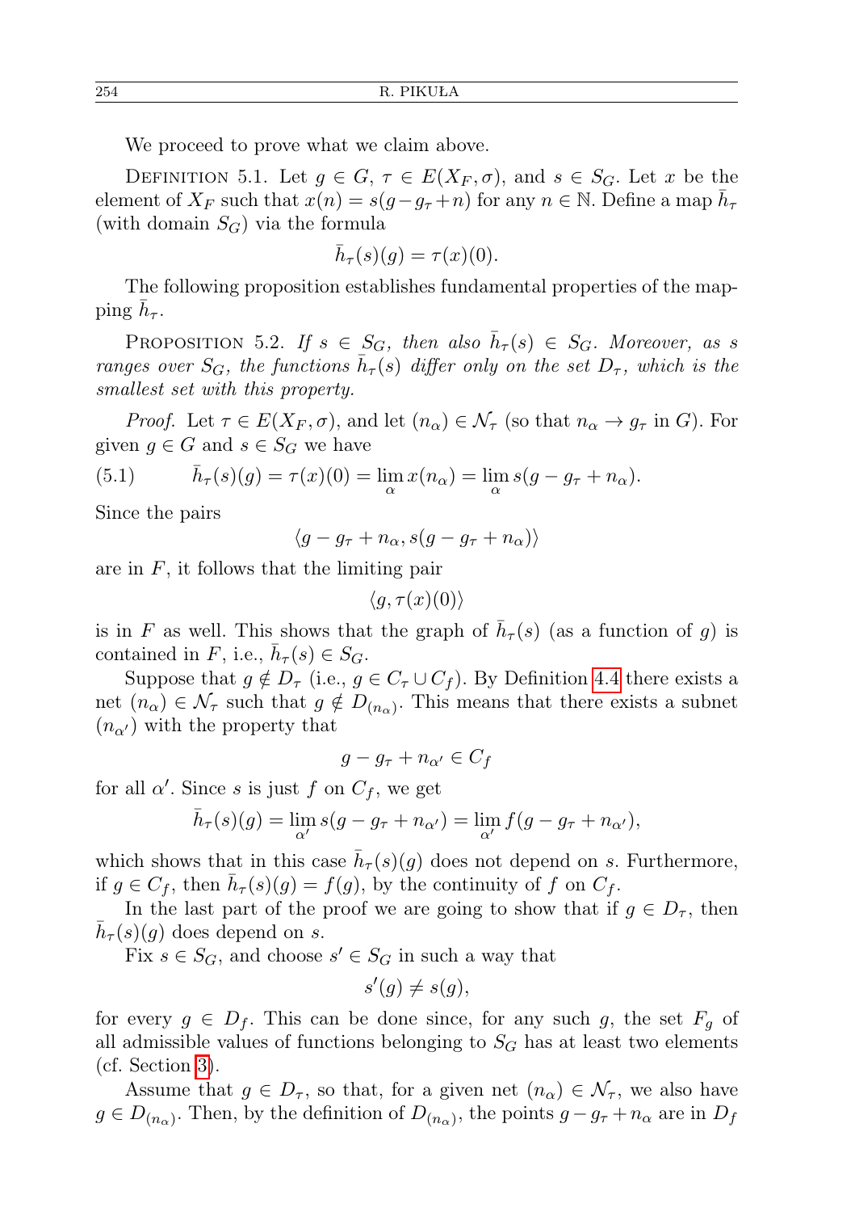We proceed to prove what we claim above.

Definition 5.1. Let $g \in G$, $\tau \in E(X_F, \sigma)$, and $s \in S_G$. Let $x$ be the element of $X_F$ such that $x(n) = s(g - g_\tau + n)$ for any $n \in \mathbb{N}$. Define a map $\bar{h}_\tau$ (with domain $S_G$) via the formula

$$\bar{h}_\tau(s)(g) = \tau(x)(0).$$

The following proposition establishes fundamental properties of the mapping $\bar{h}_\tau$.

Proposition 5.2. *If $s \in S_G$, then also $\bar{h}_\tau(s) \in S_G$. Moreover, as $s$ ranges over $S_G$, the functions $\bar{h}_\tau(s)$ differ only on the set $D_\tau$, which is the smallest set with this property.*

*Proof.* Let $\tau \in E(X_F, \sigma)$, and let $(n_\alpha) \in \mathcal{N}_\tau$ (so that $n_\alpha \to g_\tau$ in $G$). For given $g \in G$ and $s \in S_G$ we have

$$\bar{h}_\tau(s)(g) = \tau(x)(0) = \lim_\alpha x(n_\alpha) = \lim_\alpha s(g - g_\tau + n_\alpha). \tag{5.1}$$

Since the pairs

$$\langle g - g_\tau + n_\alpha, s(g - g_\tau + n_\alpha)\rangle$$

are in $F$, it follows that the limiting pair

$$\langle g, \tau(x)(0)\rangle$$

is in $F$ as well. This shows that the graph of $\bar{h}_\tau(s)$ (as a function of $g$) is contained in $F$, i.e., $\bar{h}_\tau(s) \in S_G$.

Suppose that $g \notin D_\tau$ (i.e., $g \in C_\tau \cup C_f$). By Definition 4.4 there exists a net $(n_\alpha) \in \mathcal{N}_\tau$ such that $g \notin D_{(n_\alpha)}$. This means that there exists a subnet $(n_{\alpha'})$ with the property that

$$g - g_\tau + n_{\alpha'} \in C_f$$

for all $\alpha'$. Since $s$ is just $f$ on $C_f$, we get

$$\bar{h}_\tau(s)(g) = \lim_{\alpha'} s(g - g_\tau + n_{\alpha'}) = \lim_{\alpha'} f(g - g_\tau + n_{\alpha'}),$$

which shows that in this case $\bar{h}_\tau(s)(g)$ does not depend on $s$. Furthermore, if $g \in C_f$, then $\bar{h}_\tau(s)(g) = f(g)$, by the continuity of $f$ on $C_f$.

In the last part of the proof we are going to show that if $g \in D_\tau$, then $\bar{h}_\tau(s)(g)$ does depend on $s$.

Fix $s \in S_G$, and choose $s' \in S_G$ in such a way that

$$s'(g) \neq s(g),$$

for every $g \in D_f$. This can be done since, for any such $g$, the set $F_g$ of all admissible values of functions belonging to $S_G$ has at least two elements (cf. Section 3).

Assume that $g \in D_\tau$, so that, for a given net $(n_\alpha) \in \mathcal{N}_\tau$, we also have $g \in D_{(n_\alpha)}$. Then, by the definition of $D_{(n_\alpha)}$, the points $g - g_\tau + n_\alpha$ are in $D_f$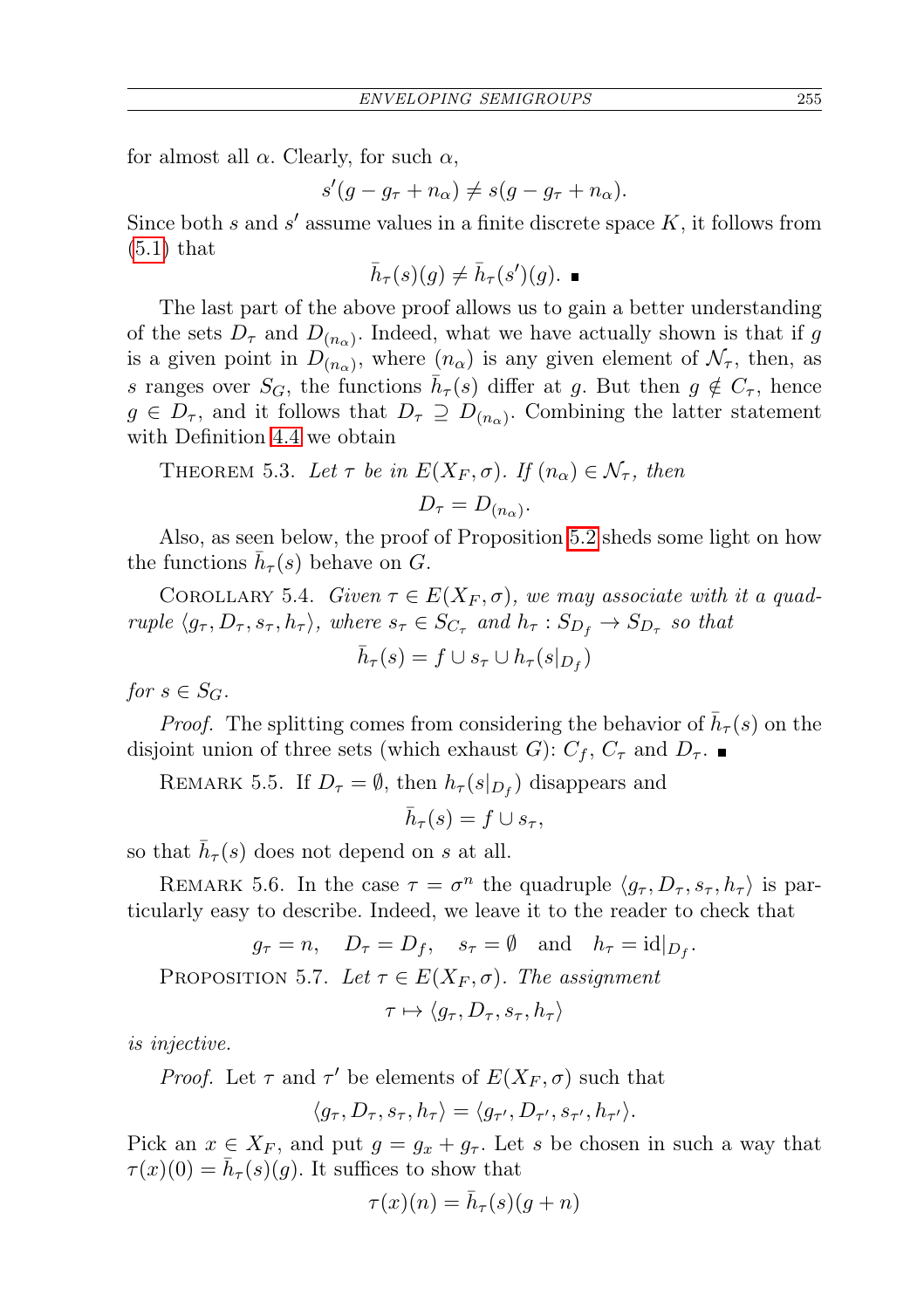for almost all $\alpha$. Clearly, for such $\alpha$,

$$s'(g - g_\tau + n_\alpha) \neq s(g - g_\tau + n_\alpha).$$

Since both $s$ and $s'$ assume values in a finite discrete space $K$, it follows from (5.1) that

$$\bar{h}_\tau(s)(g) \neq \bar{h}_\tau(s')(g). \blacksquare$$

The last part of the above proof allows us to gain a better understanding of the sets $D_\tau$ and $D_{(n_\alpha)}$. Indeed, what we have actually shown is that if $g$ is a given point in $D_{(n_\alpha)}$, where $(n_\alpha)$ is any given element of $\mathcal{N}_\tau$, then, as $s$ ranges over $S_G$, the functions $\bar{h}_\tau(s)$ differ at $g$. But then $g \notin C_\tau$, hence $g \in D_\tau$, and it follows that $D_\tau \supseteq D_{(n_\alpha)}$. Combining the latter statement with Definition 4.4 we obtain

THEOREM 5.3. *Let $\tau$ be in $E(X_F, \sigma)$. If $(n_\alpha) \in \mathcal{N}_\tau$, then*

$$D_\tau = D_{(n_\alpha)}.$$

Also, as seen below, the proof of Proposition 5.2 sheds some light on how the functions $\bar{h}_\tau(s)$ behave on $G$.

COROLLARY 5.4. *Given $\tau \in E(X_F, \sigma)$, we may associate with it a quadruple $\langle g_\tau, D_\tau, s_\tau, h_\tau \rangle$, where $s_\tau \in S_{C_\tau}$ and $h_\tau : S_{D_f} \to S_{D_\tau}$ so that*

$$\bar{h}_\tau(s) = f \cup s_\tau \cup h_\tau(s|_{D_f})$$

*for $s \in S_G$.*

*Proof.* The splitting comes from considering the behavior of $\bar{h}_\tau(s)$ on the disjoint union of three sets (which exhaust $G$): $C_f$, $C_\tau$ and $D_\tau$. $\blacksquare$

REMARK 5.5. If $D_\tau = \emptyset$, then $h_\tau(s|_{D_f})$ disappears and

$$\bar{h}_\tau(s) = f \cup s_\tau,$$

so that $\bar{h}_\tau(s)$ does not depend on $s$ at all.

REMARK 5.6. In the case $\tau = \sigma^n$ the quadruple $\langle g_\tau, D_\tau, s_\tau, h_\tau \rangle$ is particularly easy to describe. Indeed, we leave it to the reader to check that

$$g_\tau = n, \quad D_\tau = D_f, \quad s_\tau = \emptyset \quad \text{and} \quad h_\tau = \mathrm{id}|_{D_f}.$$

PROPOSITION 5.7. *Let $\tau \in E(X_F, \sigma)$. The assignment*

$$\tau \mapsto \langle g_\tau, D_\tau, s_\tau, h_\tau \rangle$$

*is injective.*

*Proof.* Let $\tau$ and $\tau'$ be elements of $E(X_F, \sigma)$ such that

$$\langle g_\tau, D_\tau, s_\tau, h_\tau \rangle = \langle g_{\tau'}, D_{\tau'}, s_{\tau'}, h_{\tau'} \rangle.$$

Pick an $x \in X_F$, and put $g = g_x + g_\tau$. Let $s$ be chosen in such a way that $\tau(x)(0) = \bar{h}_\tau(s)(g)$. It suffices to show that

$$\tau(x)(n) = \bar{h}_\tau(s)(g + n)$$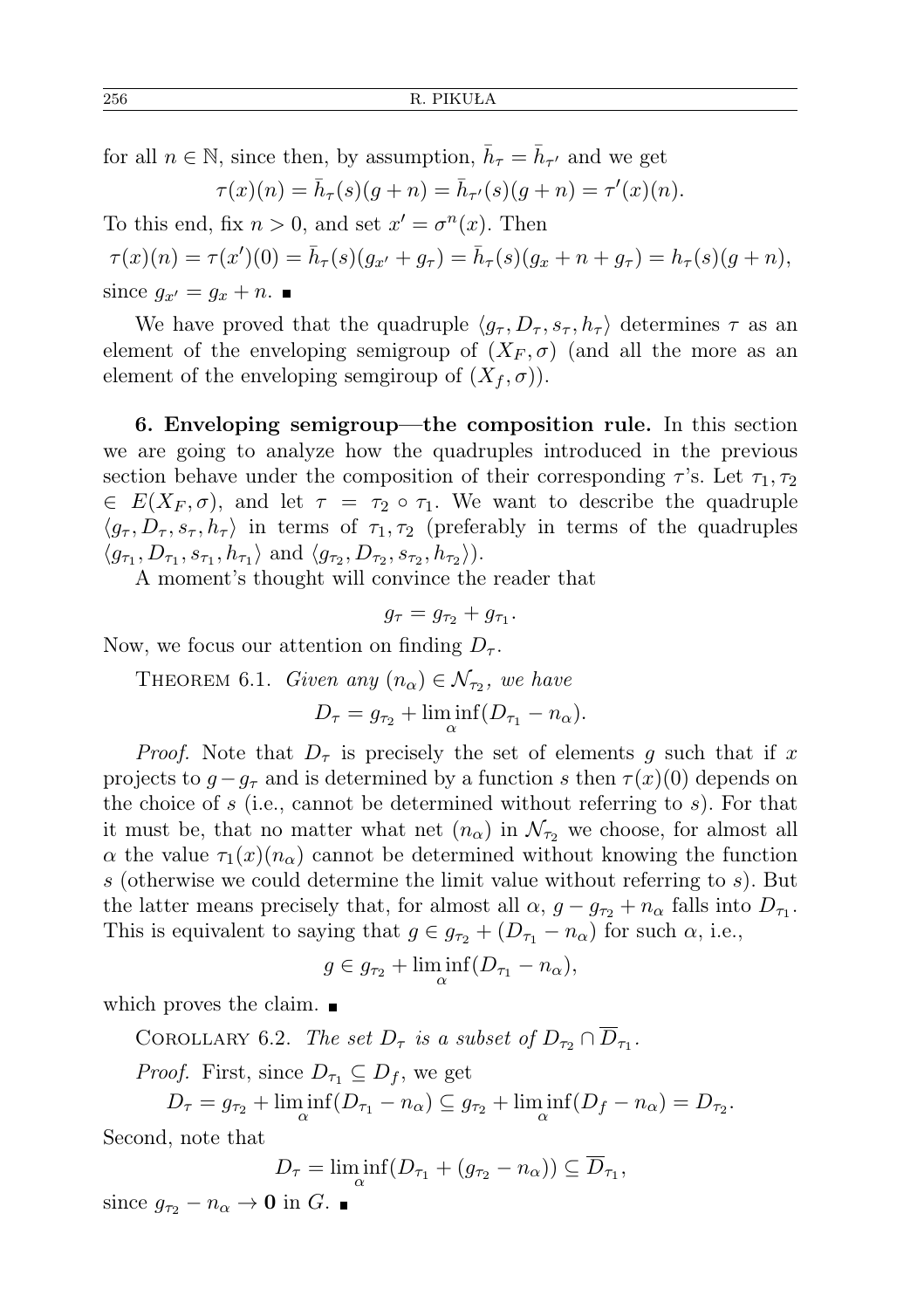for all $n \in \mathbb{N}$, since then, by assumption, $\bar{h}_\tau = \bar{h}_{\tau'}$ and we get

$$\tau(x)(n) = \bar{h}_\tau(s)(g+n) = \bar{h}_{\tau'}(s)(g+n) = \tau'(x)(n).$$

To this end, fix $n > 0$, and set $x' = \sigma^n(x)$. Then

$$\tau(x)(n) = \tau(x')(0) = \bar{h}_\tau(s)(g_{x'} + g_\tau) = \bar{h}_\tau(s)(g_x + n + g_\tau) = h_\tau(s)(g+n),$$

since $g_{x'} = g_x + n$. ■

We have proved that the quadruple $\langle g_\tau, D_\tau, s_\tau, h_\tau \rangle$ determines $\tau$ as an element of the enveloping semigroup of $(X_F, \sigma)$ (and all the more as an element of the enveloping semgiroup of $(X_f, \sigma)$).

**6. Enveloping semigroup—the composition rule.** In this section we are going to analyze how the quadruples introduced in the previous section behave under the composition of their corresponding $\tau$'s. Let $\tau_1, \tau_2 \in E(X_F, \sigma)$, and let $\tau = \tau_2 \circ \tau_1$. We want to describe the quadruple $\langle g_\tau, D_\tau, s_\tau, h_\tau \rangle$ in terms of $\tau_1, \tau_2$ (preferably in terms of the quadruples $\langle g_{\tau_1}, D_{\tau_1}, s_{\tau_1}, h_{\tau_1} \rangle$ and $\langle g_{\tau_2}, D_{\tau_2}, s_{\tau_2}, h_{\tau_2} \rangle$).

A moment's thought will convince the reader that

$$g_\tau = g_{\tau_2} + g_{\tau_1}.$$

Now, we focus our attention on finding $D_\tau$.

Theorem 6.1. *Given any $(n_\alpha) \in \mathcal{N}_{\tau_2}$, we have*

$$D_\tau = g_{\tau_2} + \liminf_\alpha (D_{\tau_1} - n_\alpha).$$

*Proof.* Note that $D_\tau$ is precisely the set of elements $g$ such that if $x$ projects to $g - g_\tau$ and is determined by a function $s$ then $\tau(x)(0)$ depends on the choice of $s$ (i.e., cannot be determined without referring to $s$). For that it must be, that no matter what net $(n_\alpha)$ in $\mathcal{N}_{\tau_2}$ we choose, for almost all $\alpha$ the value $\tau_1(x)(n_\alpha)$ cannot be determined without knowing the function $s$ (otherwise we could determine the limit value without referring to $s$). But the latter means precisely that, for almost all $\alpha$, $g - g_{\tau_2} + n_\alpha$ falls into $D_{\tau_1}$. This is equivalent to saying that $g \in g_{\tau_2} + (D_{\tau_1} - n_\alpha)$ for such $\alpha$, i.e.,

$$g \in g_{\tau_2} + \liminf_\alpha (D_{\tau_1} - n_\alpha),$$

which proves the claim. ■

Corollary 6.2. *The set $D_\tau$ is a subset of $D_{\tau_2} \cap \overline{D}_{\tau_1}$.*

*Proof.* First, since $D_{\tau_1} \subseteq D_f$, we get

$$D_\tau = g_{\tau_2} + \liminf_\alpha (D_{\tau_1} - n_\alpha) \subseteq g_{\tau_2} + \liminf_\alpha (D_f - n_\alpha) = D_{\tau_2}.$$

Second, note that

$$D_\tau = \liminf_\alpha (D_{\tau_1} + (g_{\tau_2} - n_\alpha)) \subseteq \overline{D}_{\tau_1},$$

since $g_{\tau_2} - n_\alpha \to \mathbf{0}$ in $G$. ■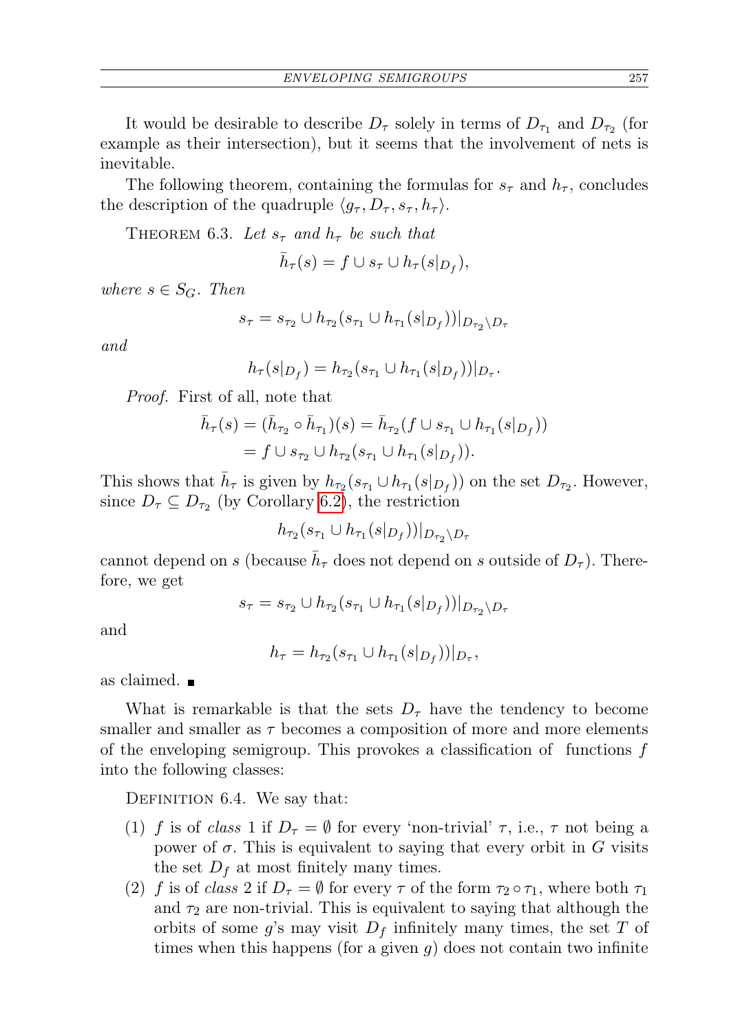It would be desirable to describe $D_\tau$ solely in terms of $D_{\tau_1}$ and $D_{\tau_2}$ (for example as their intersection), but it seems that the involvement of nets is inevitable.

The following theorem, containing the formulas for $s_\tau$ and $h_\tau$, concludes the description of the quadruple $\langle g_\tau, D_\tau, s_\tau, h_\tau\rangle$.

THEOREM 6.3. *Let $s_\tau$ and $h_\tau$ be such that*

$$\bar{h}_\tau(s) = f \cup s_\tau \cup h_\tau(s|_{D_f}),$$

*where $s \in S_G$. Then*

$$s_\tau = s_{\tau_2} \cup h_{\tau_2}(s_{\tau_1} \cup h_{\tau_1}(s|_{D_f}))|_{D_{\tau_2}\setminus D_\tau}$$

*and*

$$h_\tau(s|_{D_f}) = h_{\tau_2}(s_{\tau_1} \cup h_{\tau_1}(s|_{D_f}))|_{D_\tau}.$$

*Proof.* First of all, note that

$$\begin{aligned}\bar{h}_\tau(s) = (\bar{h}_{\tau_2} \circ \bar{h}_{\tau_1})(s) &= \bar{h}_{\tau_2}(f \cup s_{\tau_1} \cup h_{\tau_1}(s|_{D_f}))\\ &= f \cup s_{\tau_2} \cup h_{\tau_2}(s_{\tau_1} \cup h_{\tau_1}(s|_{D_f})).\end{aligned}$$

This shows that $\bar{h}_\tau$ is given by $h_{\tau_2}(s_{\tau_1} \cup h_{\tau_1}(s|_{D_f}))$ on the set $D_{\tau_2}$. However, since $D_\tau \subseteq D_{\tau_2}$ (by Corollary 6.2), the restriction

$$h_{\tau_2}(s_{\tau_1} \cup h_{\tau_1}(s|_{D_f}))|_{D_{\tau_2}\setminus D_\tau}$$

cannot depend on $s$ (because $\bar{h}_\tau$ does not depend on $s$ outside of $D_\tau$). Therefore, we get

$$s_\tau = s_{\tau_2} \cup h_{\tau_2}(s_{\tau_1} \cup h_{\tau_1}(s|_{D_f}))|_{D_{\tau_2}\setminus D_\tau}$$

and

$$h_\tau = h_{\tau_2}(s_{\tau_1} \cup h_{\tau_1}(s|_{D_f}))|_{D_\tau},$$

as claimed. ∎

What is remarkable is that the sets $D_\tau$ have the tendency to become smaller and smaller as $\tau$ becomes a composition of more and more elements of the enveloping semigroup. This provokes a classification of functions $f$ into the following classes:

DEFINITION 6.4. We say that:

1. $f$ is of *class* 1 if $D_\tau = \emptyset$ for every 'non-trivial' $\tau$, i.e., $\tau$ not being a power of $\sigma$. This is equivalent to saying that every orbit in $G$ visits the set $D_f$ at most finitely many times.
2. $f$ is of *class* 2 if $D_\tau = \emptyset$ for every $\tau$ of the form $\tau_2 \circ \tau_1$, where both $\tau_1$ and $\tau_2$ are non-trivial. This is equivalent to saying that although the orbits of some $g$'s may visit $D_f$ infinitely many times, the set $T$ of times when this happens (for a given $g$) does not contain two infinite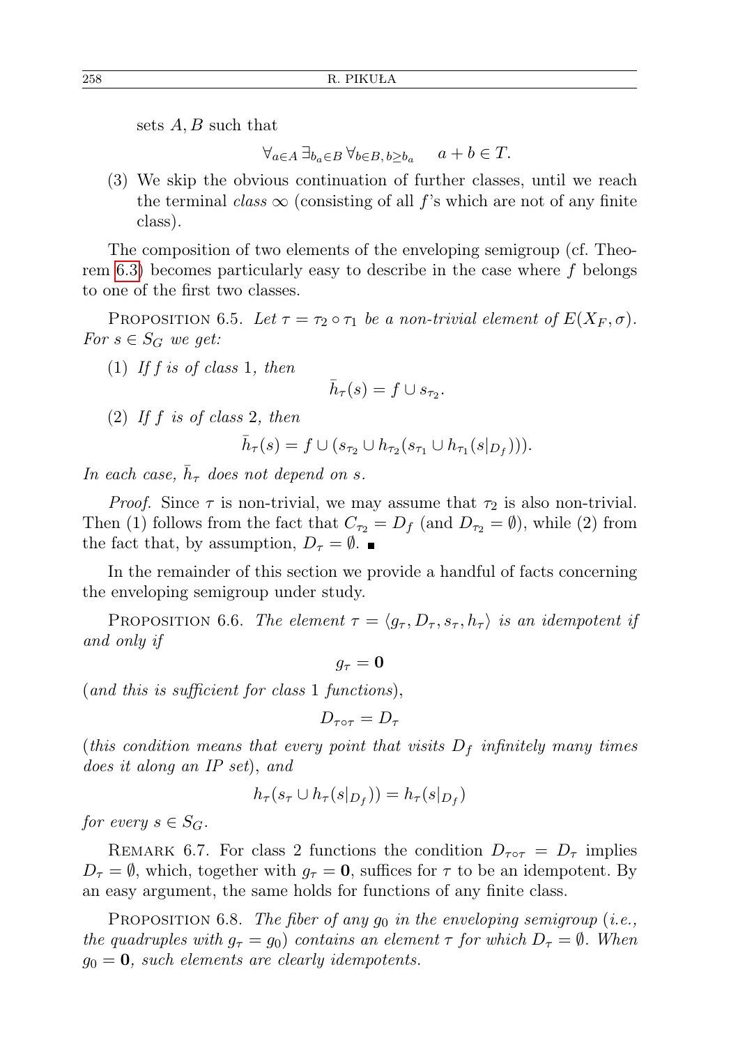sets $A, B$ such that

$$\forall_{a\in A}\,\exists_{b_a\in B}\,\forall_{b\in B,\, b\geq b_a}\quad a+b\in T.$$

(3) We skip the obvious continuation of further classes, until we reach the terminal *class* $\infty$ (consisting of all $f$'s which are not of any finite class).

The composition of two elements of the enveloping semigroup (cf. Theorem 6.3) becomes particularly easy to describe in the case where $f$ belongs to one of the first two classes.

Proposition 6.5. *Let $\tau = \tau_2 \circ \tau_1$ be a non-trivial element of $E(X_F, \sigma)$. For $s \in S_G$ we get:*

(1) *If $f$ is of class* 1*, then*

$$\bar{h}_\tau(s) = f \cup s_{\tau_2}.$$

(2) *If $f$ is of class* 2*, then*

$$\bar{h}_\tau(s) = f \cup (s_{\tau_2} \cup h_{\tau_2}(s_{\tau_1} \cup h_{\tau_1}(s|_{D_f}))).$$

*In each case, $\bar{h}_\tau$ does not depend on $s$.*

*Proof.* Since $\tau$ is non-trivial, we may assume that $\tau_2$ is also non-trivial. Then (1) follows from the fact that $C_{\tau_2} = D_f$ (and $D_{\tau_2} = \emptyset$), while (2) from the fact that, by assumption, $D_\tau = \emptyset$. ■

In the remainder of this section we provide a handful of facts concerning the enveloping semigroup under study.

Proposition 6.6. *The element $\tau = \langle g_\tau, D_\tau, s_\tau, h_\tau\rangle$ is an idempotent if and only if*

$$g_\tau = \mathbf{0}$$

(*and this is sufficient for class* 1 *functions*),

$$D_{\tau\circ\tau} = D_\tau$$

(*this condition means that every point that visits $D_f$ infinitely many times does it along an IP set*), *and*

$$h_\tau(s_\tau \cup h_\tau(s|_{D_f})) = h_\tau(s|_{D_f})$$

*for every $s \in S_G$.*

Remark 6.7. For class 2 functions the condition $D_{\tau\circ\tau} = D_\tau$ implies $D_\tau = \emptyset$, which, together with $g_\tau = \mathbf{0}$, suffices for $\tau$ to be an idempotent. By an easy argument, the same holds for functions of any finite class.

Proposition 6.8. *The fiber of any $g_0$ in the enveloping semigroup* (*i.e., the quadruples with $g_\tau = g_0$*) *contains an element $\tau$ for which $D_\tau = \emptyset$. When $g_0 = \mathbf{0}$, such elements are clearly idempotents.*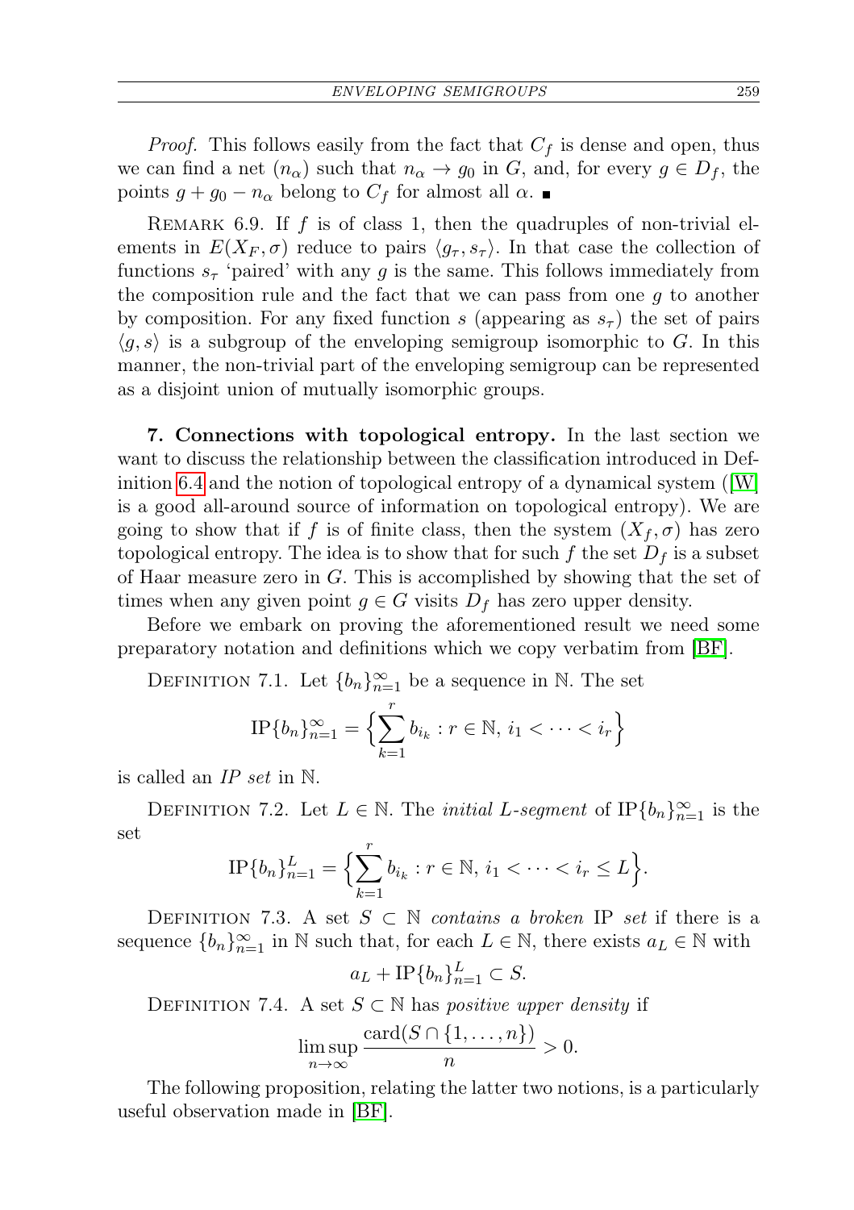*Proof.* This follows easily from the fact that $C_f$ is dense and open, thus we can find a net $(n_\alpha)$ such that $n_\alpha \to g_0$ in $G$, and, for every $g \in D_f$, the points $g + g_0 - n_\alpha$ belong to $C_f$ for almost all $\alpha$. ∎

REMARK 6.9. If $f$ is of class 1, then the quadruples of non-trivial elements in $E(X_F, \sigma)$ reduce to pairs $\langle g_\tau, s_\tau \rangle$. In that case the collection of functions $s_\tau$ 'paired' with any $g$ is the same. This follows immediately from the composition rule and the fact that we can pass from one $g$ to another by composition. For any fixed function $s$ (appearing as $s_\tau$) the set of pairs $\langle g, s \rangle$ is a subgroup of the enveloping semigroup isomorphic to $G$. In this manner, the non-trivial part of the enveloping semigroup can be represented as a disjoint union of mutually isomorphic groups.

**7. Connections with topological entropy.** In the last section we want to discuss the relationship between the classification introduced in Definition 6.4 and the notion of topological entropy of a dynamical system ([W] is a good all-around source of information on topological entropy). We are going to show that if $f$ is of finite class, then the system $(X_f, \sigma)$ has zero topological entropy. The idea is to show that for such $f$ the set $D_f$ is a subset of Haar measure zero in $G$. This is accomplished by showing that the set of times when any given point $g \in G$ visits $D_f$ has zero upper density.

Before we embark on proving the aforementioned result we need some preparatory notation and definitions which we copy verbatim from [BF].

DEFINITION 7.1. Let $\{b_n\}_{n=1}^{\infty}$ be a sequence in $\mathbb{N}$. The set

$$\mathrm{IP}\{b_n\}_{n=1}^{\infty} = \Big\{ \sum_{k=1}^{r} b_{i_k} : r \in \mathbb{N},\, i_1 < \cdots < i_r \Big\}$$

is called an *IP set* in $\mathbb{N}$.

DEFINITION 7.2. Let $L \in \mathbb{N}$. The *initial $L$-segment* of $\mathrm{IP}\{b_n\}_{n=1}^{\infty}$ is the set

$$\mathrm{IP}\{b_n\}_{n=1}^{L} = \Big\{ \sum_{k=1}^{r} b_{i_k} : r \in \mathbb{N},\, i_1 < \cdots < i_r \le L \Big\}.$$

DEFINITION 7.3. A set $S \subset \mathbb{N}$ *contains a broken* IP *set* if there is a sequence $\{b_n\}_{n=1}^{\infty}$ in $\mathbb{N}$ such that, for each $L \in \mathbb{N}$, there exists $a_L \in \mathbb{N}$ with

$$a_L + \mathrm{IP}\{b_n\}_{n=1}^{L} \subset S.$$

DEFINITION 7.4. A set $S \subset \mathbb{N}$ has *positive upper density* if

$$\limsup_{n \to \infty} \frac{\mathrm{card}(S \cap \{1, \ldots, n\})}{n} > 0.$$

The following proposition, relating the latter two notions, is a particularly useful observation made in [BF].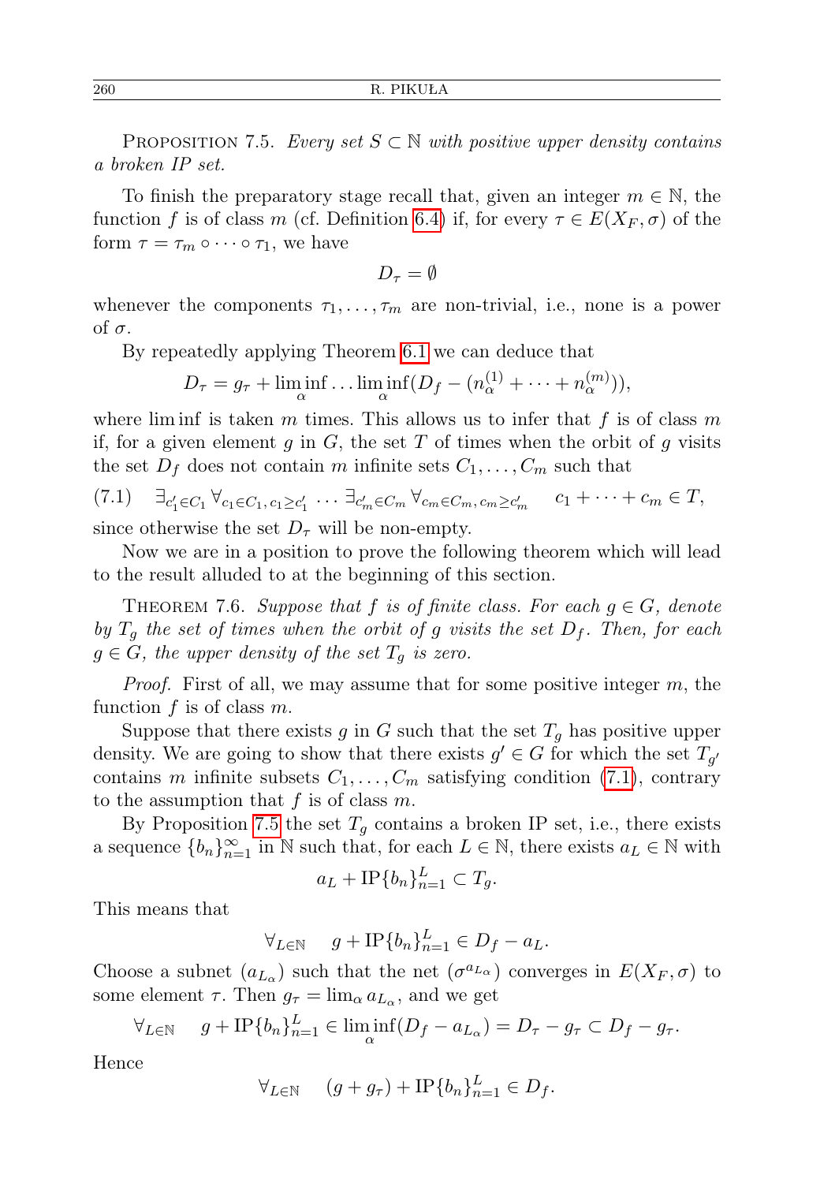Proposition 7.5. *Every set $S \subset \mathbb{N}$ with positive upper density contains a broken IP set.*

To finish the preparatory stage recall that, given an integer $m \in \mathbb{N}$, the function $f$ is of class $m$ (cf. Definition 6.4) if, for every $\tau \in E(X_F, \sigma)$ of the form $\tau = \tau_m \circ \cdots \circ \tau_1$, we have

$$D_\tau = \emptyset$$

whenever the components $\tau_1, \ldots, \tau_m$ are non-trivial, i.e., none is a power of $\sigma$.

By repeatedly applying Theorem 6.1 we can deduce that

$$D_\tau = g_\tau + \liminf_\alpha \ldots \liminf_\alpha (D_f - (n_\alpha^{(1)} + \cdots + n_\alpha^{(m)})),$$

where lim inf is taken $m$ times. This allows us to infer that $f$ is of class $m$ if, for a given element $g$ in $G$, the set $T$ of times when the orbit of $g$ visits the set $D_f$ does not contain $m$ infinite sets $C_1, \ldots, C_m$ such that

$$\exists_{c_1' \in C_1} \forall_{c_1 \in C_1, c_1 \geq c_1'} \ldots \exists_{c_m' \in C_m} \forall_{c_m \in C_m, c_m \geq c_m'} \quad c_1 + \cdots + c_m \in T, \tag{7.1}$$

since otherwise the set $D_\tau$ will be non-empty.

Now we are in a position to prove the following theorem which will lead to the result alluded to at the beginning of this section.

Theorem 7.6. *Suppose that $f$ is of finite class. For each $g \in G$, denote by $T_g$ the set of times when the orbit of $g$ visits the set $D_f$. Then, for each $g \in G$, the upper density of the set $T_g$ is zero.*

*Proof.* First of all, we may assume that for some positive integer $m$, the function $f$ is of class $m$.

Suppose that there exists $g$ in $G$ such that the set $T_g$ has positive upper density. We are going to show that there exists $g' \in G$ for which the set $T_{g'}$ contains $m$ infinite subsets $C_1, \ldots, C_m$ satisfying condition (7.1), contrary to the assumption that $f$ is of class $m$.

By Proposition 7.5 the set $T_g$ contains a broken IP set, i.e., there exists a sequence $\{b_n\}_{n=1}^\infty$ in $\mathbb{N}$ such that, for each $L \in \mathbb{N}$, there exists $a_L \in \mathbb{N}$ with

$$a_L + \mathrm{IP}\{b_n\}_{n=1}^L \subset T_g.$$

This means that

$$\forall_{L \in \mathbb{N}} \quad g + \mathrm{IP}\{b_n\}_{n=1}^L \in D_f - a_L.$$

Choose a subnet $(a_{L_\alpha})$ such that the net $(\sigma^{a_{L_\alpha}})$ converges in $E(X_F, \sigma)$ to some element $\tau$. Then $g_\tau = \lim_\alpha a_{L_\alpha}$, and we get

$$\forall_{L \in \mathbb{N}} \quad g + \mathrm{IP}\{b_n\}_{n=1}^L \in \liminf_\alpha (D_f - a_{L_\alpha}) = D_\tau - g_\tau \subset D_f - g_\tau.$$

Hence

$$\forall_{L \in \mathbb{N}} \quad (g + g_\tau) + \mathrm{IP}\{b_n\}_{n=1}^L \in D_f.$$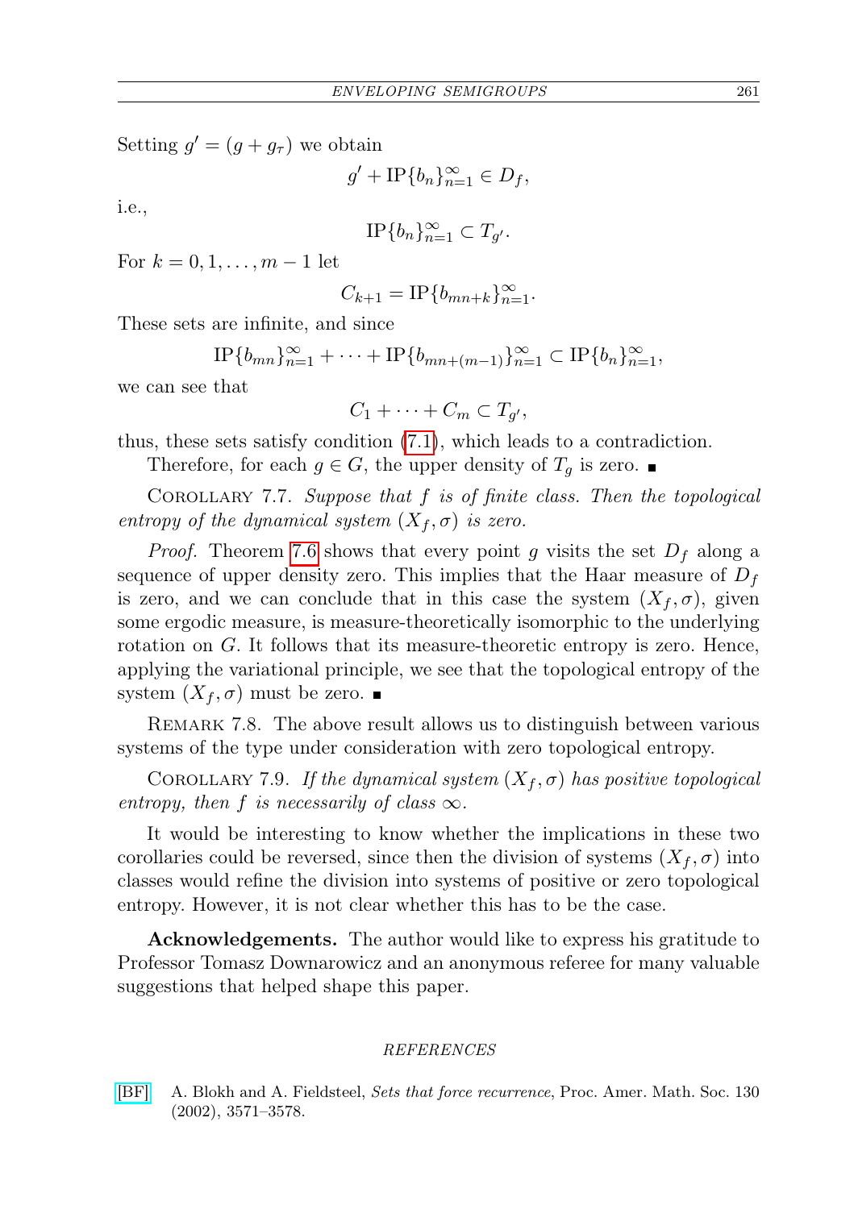Setting $g' = (g + g_\tau)$ we obtain

$$g' + \mathrm{IP}\{b_n\}_{n=1}^{\infty} \in D_f,$$

i.e.,

$$\mathrm{IP}\{b_n\}_{n=1}^{\infty} \subset T_{g'}.$$

For $k = 0, 1, \ldots, m-1$ let

$$C_{k+1} = \mathrm{IP}\{b_{mn+k}\}_{n=1}^{\infty}.$$

These sets are infinite, and since

$$\mathrm{IP}\{b_{mn}\}_{n=1}^{\infty} + \cdots + \mathrm{IP}\{b_{mn+(m-1)}\}_{n=1}^{\infty} \subset \mathrm{IP}\{b_n\}_{n=1}^{\infty},$$

we can see that

$$C_1 + \cdots + C_m \subset T_{g'},$$

thus, these sets satisfy condition (7.1), which leads to a contradiction.

Therefore, for each $g \in G$, the upper density of $T_g$ is zero. ∎

Corollary 7.7. *Suppose that $f$ is of finite class. Then the topological entropy of the dynamical system $(X_f, \sigma)$ is zero.*

*Proof.* Theorem 7.6 shows that every point $g$ visits the set $D_f$ along a sequence of upper density zero. This implies that the Haar measure of $D_f$ is zero, and we can conclude that in this case the system $(X_f, \sigma)$, given some ergodic measure, is measure-theoretically isomorphic to the underlying rotation on $G$. It follows that its measure-theoretic entropy is zero. Hence, applying the variational principle, we see that the topological entropy of the system $(X_f, \sigma)$ must be zero. ∎

Remark 7.8. The above result allows us to distinguish between various systems of the type under consideration with zero topological entropy.

Corollary 7.9. *If the dynamical system $(X_f, \sigma)$ has positive topological entropy, then $f$ is necessarily of class $\infty$.*

It would be interesting to know whether the implications in these two corollaries could be reversed, since then the division of systems $(X_f, \sigma)$ into classes would refine the division into systems of positive or zero topological entropy. However, it is not clear whether this has to be the case.

**Acknowledgements.** The author would like to express his gratitude to Professor Tomasz Downarowicz and an anonymous referee for many valuable suggestions that helped shape this paper.

## REFERENCES

[BF] A. Blokh and A. Fieldsteel, *Sets that force recurrence*, Proc. Amer. Math. Soc. 130 (2002), 3571–3578.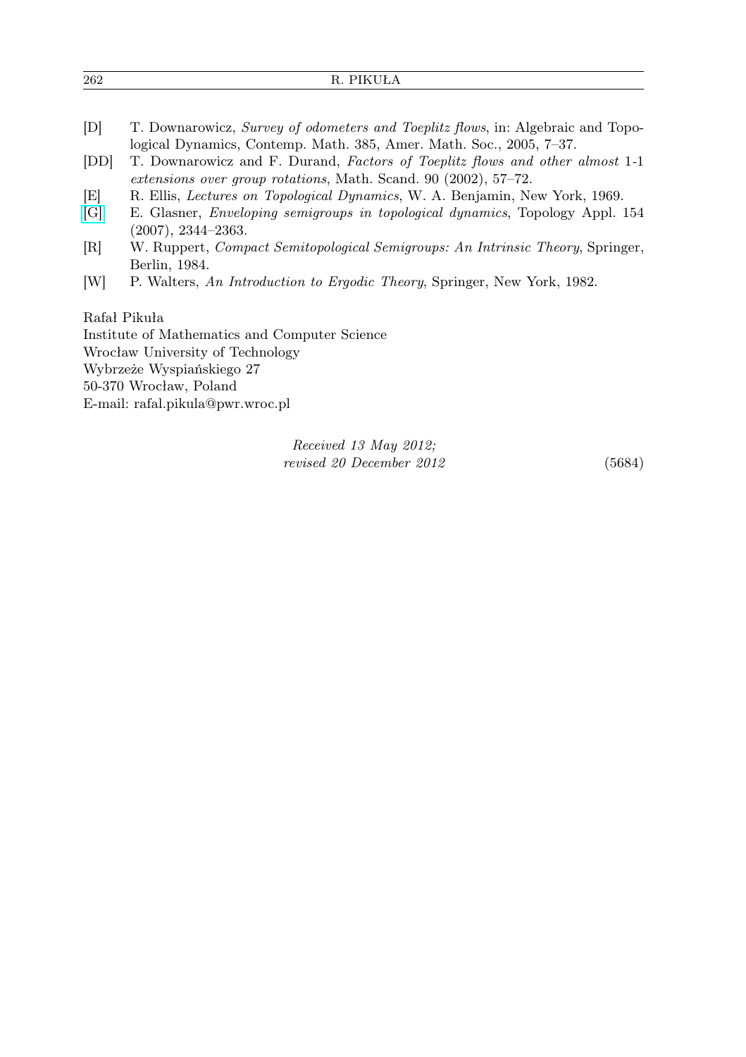[D] T. Downarowicz, *Survey of odometers and Toeplitz flows*, in: Algebraic and Topological Dynamics, Contemp. Math. 385, Amer. Math. Soc., 2005, 7–37.

[DD] T. Downarowicz and F. Durand, *Factors of Toeplitz flows and other almost* 1-1 *extensions over group rotations*, Math. Scand. 90 (2002), 57–72.

[E] R. Ellis, *Lectures on Topological Dynamics*, W. A. Benjamin, New York, 1969.

[G] E. Glasner, *Enveloping semigroups in topological dynamics*, Topology Appl. 154 (2007), 2344–2363.

[R] W. Ruppert, *Compact Semitopological Semigroups: An Intrinsic Theory*, Springer, Berlin, 1984.

[W] P. Walters, *An Introduction to Ergodic Theory*, Springer, New York, 1982.

Rafał Pikuła
Institute of Mathematics and Computer Science
Wrocław University of Technology
Wybrzeże Wyspiańskiego 27
50-370 Wrocław, Poland
E-mail: rafal.pikula@pwr.wroc.pl

*Received 13 May 2012;*
*revised 20 December 2012* (5684)